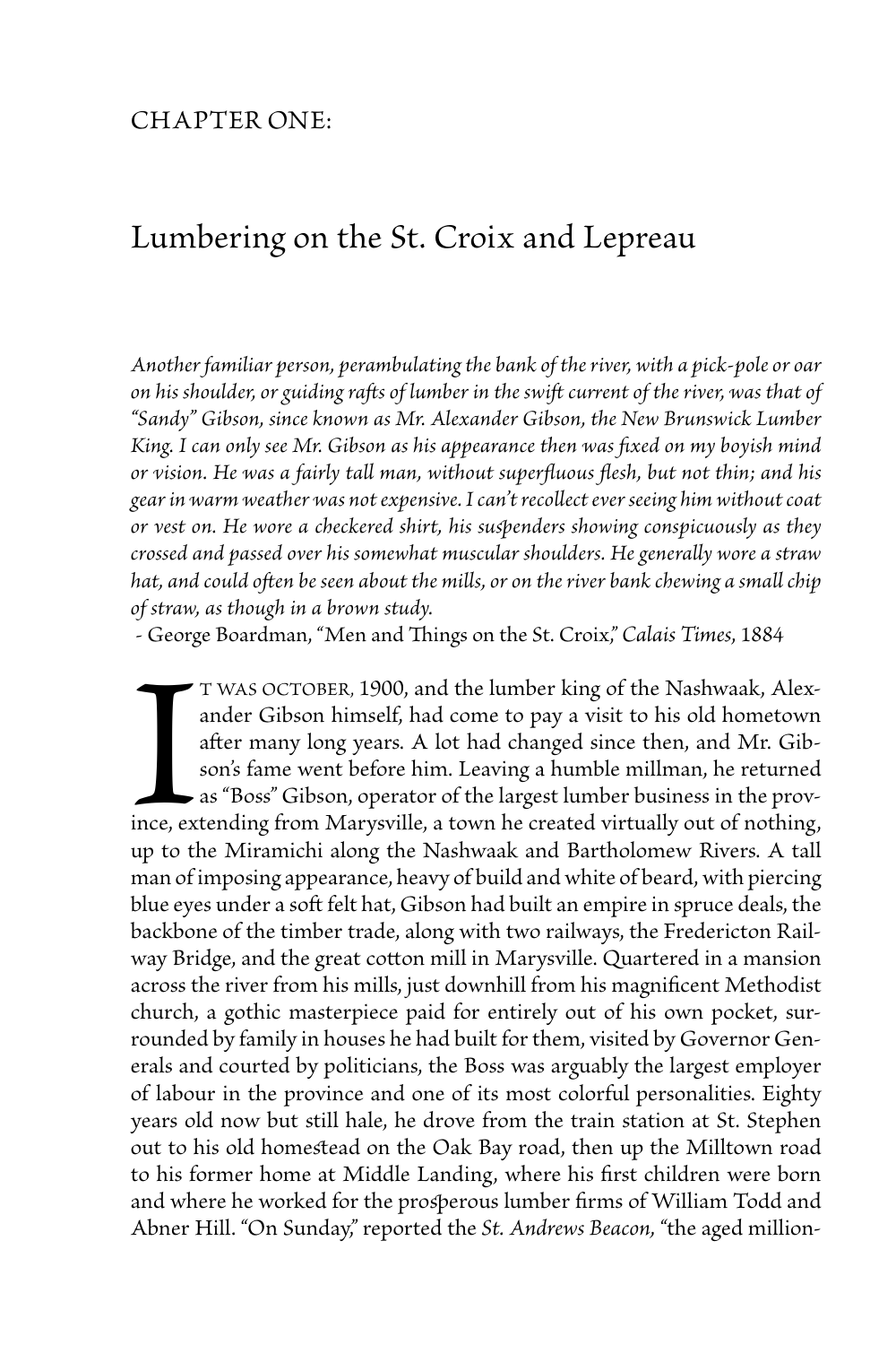## CHAPTER ONE:

# Lumbering on the St. Croix and Lepreau

*Another familiar person, perambulating the bank of the river, with a pick-pole or oar on his shoulder, or guiding rafts of lumber in the swift current of the river, was that of "Sandy" Gibson, since known as Mr. Alexander Gibson, the New Brunswick Lumber King. I can only see Mr. Gibson as his appearance then was fixed on my boyish mind or vision. He was a fairly tall man, without superfluous flesh, but not thin; and his gear in warm weather was not expensive. I can't recollect ever seeing him without coat or vest on. He wore a checkered shirt, his suspenders showing conspicuously as they crossed and passed over his somewhat muscular shoulders. He generally wore a straw hat, and could often be seen about the mills, or on the river bank chewing a small chip of straw, as though in a brown study.*
- George Boardman, "Men and Things on the St. Croix," *Calais Times*, 1884

IT WAS OCTOBER, 1900, and the lumber king of the Nashwaak, Alexander Gibson himself, had come to pay a visit to his old hometown after many long years. A lot had changed since then, and Mr. Gibson's fame went before him. Leaving a humble millman, he returned as "Boss" Gibson, operator of the largest lumber business in the province, extending from Marysville, a town he created virtually out of nothing, up to the Miramichi along the Nashwaak and Bartholomew Rivers. A tall man of imposing appearance, heavy of build and white of beard, with piercing blue eyes under a soft felt hat, Gibson had built an empire in spruce deals, the backbone of the timber trade, along with two railways, the Fredericton Railway Bridge, and the great cotton mill in Marysville. Quartered in a mansion across the river from his mills, just downhill from his magnificent Methodist church, a gothic masterpiece paid for entirely out of his own pocket, surrounded by family in houses he had built for them, visited by Governor Generals and courted by politicians, the Boss was arguably the largest employer of labour in the province and one of its most colorful personalities. Eighty years old now but still hale, he drove from the train station at St. Stephen out to his old homestead on the Oak Bay road, then up the Milltown road to his former home at Middle Landing, where his first children were born and where he worked for the prosperous lumber firms of William Todd and Abner Hill. "On Sunday," reported the *St. Andrews Beacon*, "the aged million-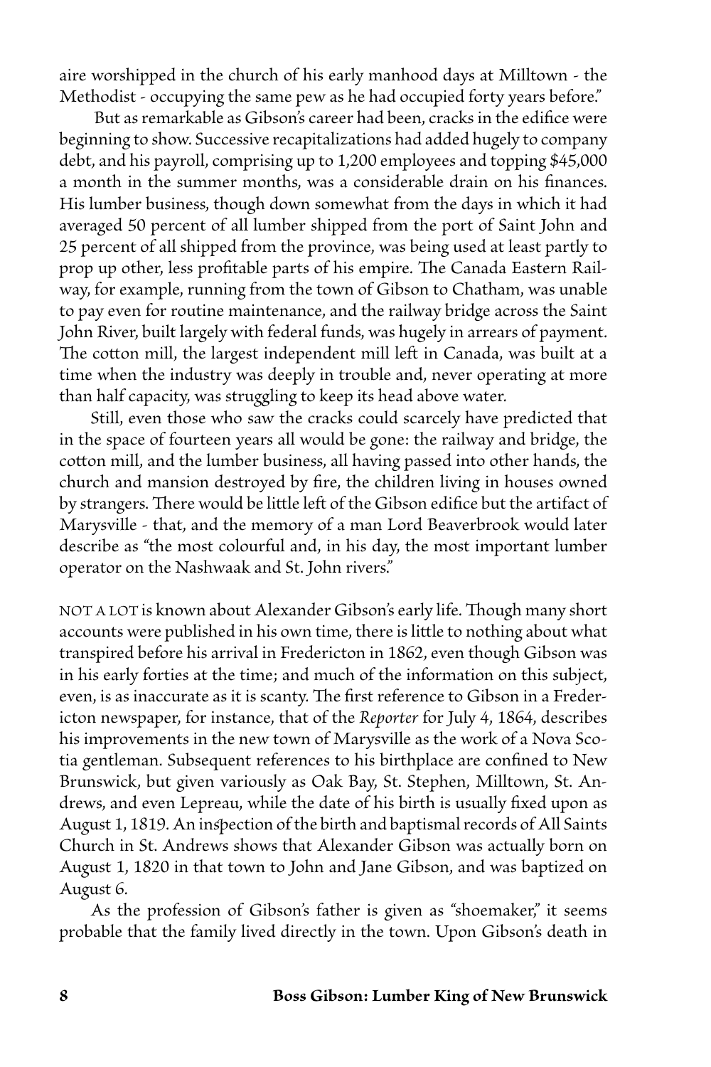aire worshipped in the church of his early manhood days at Milltown - the Methodist - occupying the same pew as he had occupied forty years before."

But as remarkable as Gibson's career had been, cracks in the edifice were beginning to show. Successive recapitalizations had added hugely to company debt, and his payroll, comprising up to 1,200 employees and topping $45,000 a month in the summer months, was a considerable drain on his finances. His lumber business, though down somewhat from the days in which it had averaged 50 percent of all lumber shipped from the port of Saint John and 25 percent of all shipped from the province, was being used at least partly to prop up other, less profitable parts of his empire. The Canada Eastern Railway, for example, running from the town of Gibson to Chatham, was unable to pay even for routine maintenance, and the railway bridge across the Saint John River, built largely with federal funds, was hugely in arrears of payment. The cotton mill, the largest independent mill left in Canada, was built at a time when the industry was deeply in trouble and, never operating at more than half capacity, was struggling to keep its head above water.

Still, even those who saw the cracks could scarcely have predicted that in the space of fourteen years all would be gone: the railway and bridge, the cotton mill, and the lumber business, all having passed into other hands, the church and mansion destroyed by fire, the children living in houses owned by strangers. There would be little left of the Gibson edifice but the artifact of Marysville - that, and the memory of a man Lord Beaverbrook would later describe as "the most colourful and, in his day, the most important lumber operator on the Nashwaak and St. John rivers."

NOT A LOT is known about Alexander Gibson's early life. Though many short accounts were published in his own time, there is little to nothing about what transpired before his arrival in Fredericton in 1862, even though Gibson was in his early forties at the time; and much of the information on this subject, even, is as inaccurate as it is scanty. The first reference to Gibson in a Fredericton newspaper, for instance, that of the *Reporter* for July 4, 1864, describes his improvements in the new town of Marysville as the work of a Nova Scotia gentleman. Subsequent references to his birthplace are confined to New Brunswick, but given variously as Oak Bay, St. Stephen, Milltown, St. Andrews, and even Lepreau, while the date of his birth is usually fixed upon as August 1, 1819. An inspection of the birth and baptismal records of All Saints Church in St. Andrews shows that Alexander Gibson was actually born on August 1, 1820 in that town to John and Jane Gibson, and was baptized on August 6.

As the profession of Gibson's father is given as "shoemaker," it seems probable that the family lived directly in the town. Upon Gibson's death in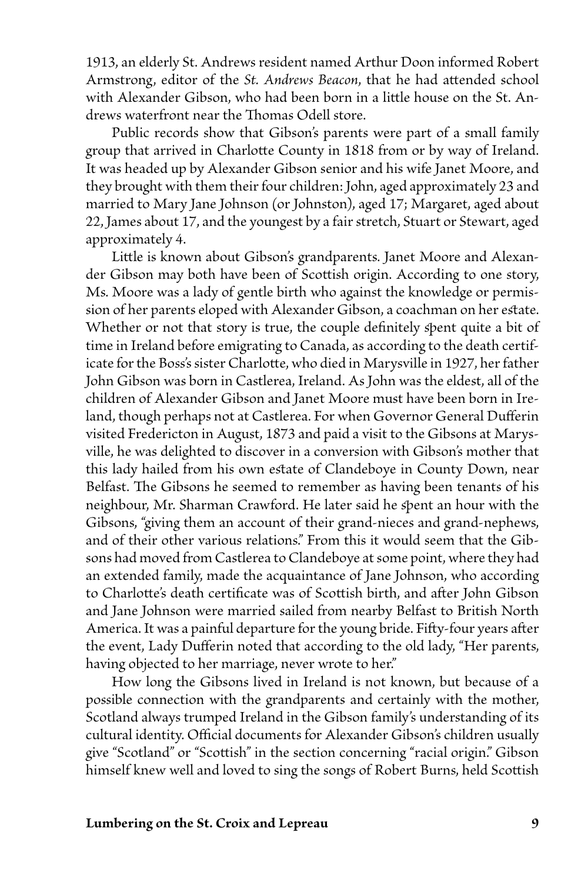1913, an elderly St. Andrews resident named Arthur Doon informed Robert Armstrong, editor of the *St. Andrews Beacon*, that he had attended school with Alexander Gibson, who had been born in a little house on the St. Andrews waterfront near the Thomas Odell store.

Public records show that Gibson's parents were part of a small family group that arrived in Charlotte County in 1818 from or by way of Ireland. It was headed up by Alexander Gibson senior and his wife Janet Moore, and they brought with them their four children: John, aged approximately 23 and married to Mary Jane Johnson (or Johnston), aged 17; Margaret, aged about 22, James about 17, and the youngest by a fair stretch, Stuart or Stewart, aged approximately 4.

Little is known about Gibson's grandparents. Janet Moore and Alexander Gibson may both have been of Scottish origin. According to one story, Ms. Moore was a lady of gentle birth who against the knowledge or permission of her parents eloped with Alexander Gibson, a coachman on her estate. Whether or not that story is true, the couple definitely spent quite a bit of time in Ireland before emigrating to Canada, as according to the death certificate for the Boss's sister Charlotte, who died in Marysville in 1927, her father John Gibson was born in Castlerea, Ireland. As John was the eldest, all of the children of Alexander Gibson and Janet Moore must have been born in Ireland, though perhaps not at Castlerea. For when Governor General Dufferin visited Fredericton in August, 1873 and paid a visit to the Gibsons at Marysville, he was delighted to discover in a conversion with Gibson's mother that this lady hailed from his own estate of Clandeboye in County Down, near Belfast. The Gibsons he seemed to remember as having been tenants of his neighbour, Mr. Sharman Crawford. He later said he spent an hour with the Gibsons, "giving them an account of their grand-nieces and grand-nephews, and of their other various relations." From this it would seem that the Gibsons had moved from Castlerea to Clandeboye at some point, where they had an extended family, made the acquaintance of Jane Johnson, who according to Charlotte's death certificate was of Scottish birth, and after John Gibson and Jane Johnson were married sailed from nearby Belfast to British North America. It was a painful departure for the young bride. Fifty-four years after the event, Lady Dufferin noted that according to the old lady, "Her parents, having objected to her marriage, never wrote to her."

How long the Gibsons lived in Ireland is not known, but because of a possible connection with the grandparents and certainly with the mother, Scotland always trumped Ireland in the Gibson family's understanding of its cultural identity. Official documents for Alexander Gibson's children usually give "Scotland" or "Scottish" in the section concerning "racial origin." Gibson himself knew well and loved to sing the songs of Robert Burns, held Scottish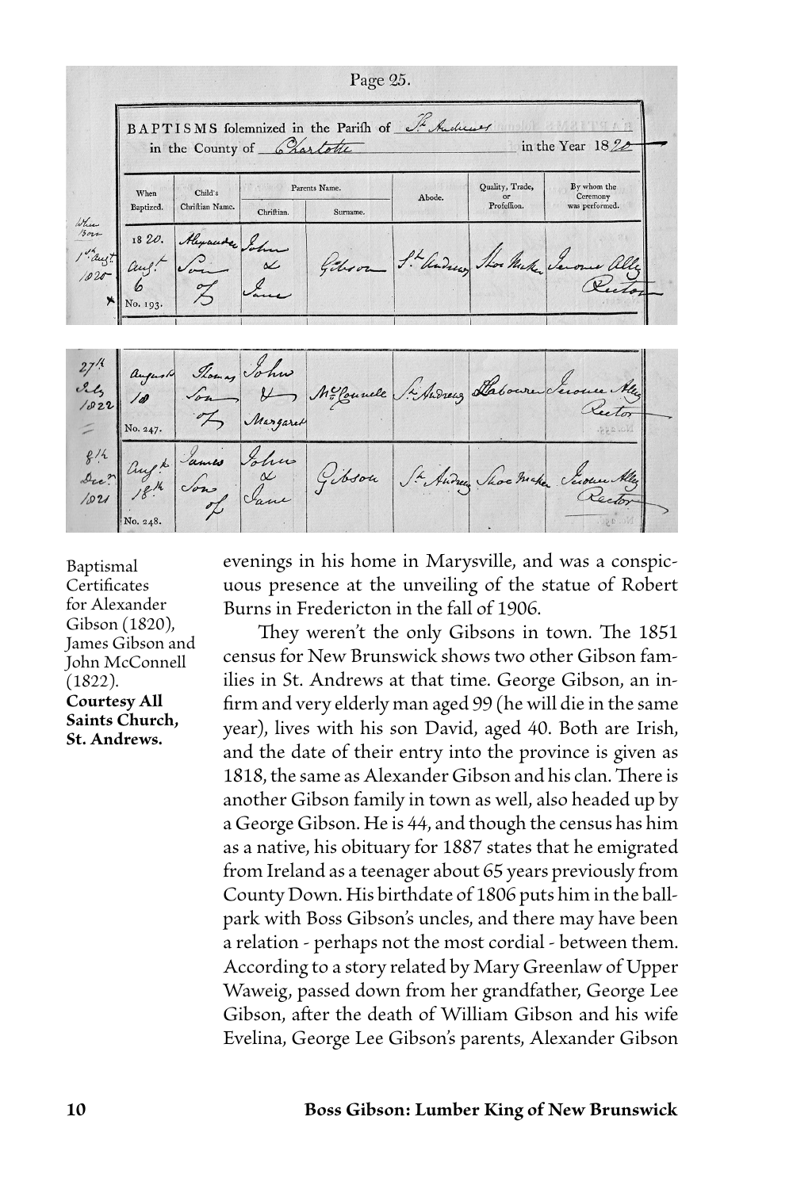Baptismal Certificates for Alexander Gibson (1820), James Gibson and John McConnell (1822). **Courtesy All Saints Church, St. Andrews.**

evenings in his home in Marysville, and was a conspicuous presence at the unveiling of the statue of Robert Burns in Fredericton in the fall of 1906.

They weren't the only Gibsons in town. The 1851 census for New Brunswick shows two other Gibson families in St. Andrews at that time. George Gibson, an infirm and very elderly man aged 99 (he will die in the same year), lives with his son David, aged 40. Both are Irish, and the date of their entry into the province is given as 1818, the same as Alexander Gibson and his clan. There is another Gibson family in town as well, also headed up by a George Gibson. He is 44, and though the census has him as a native, his obituary for 1887 states that he emigrated from Ireland as a teenager about 65 years previously from County Down. His birthdate of 1806 puts him in the ballpark with Boss Gibson's uncles, and there may have been a relation - perhaps not the most cordial - between them. According to a story related by Mary Greenlaw of Upper Waweig, passed down from her grandfather, George Lee Gibson, after the death of William Gibson and his wife Evelina, George Lee Gibson's parents, Alexander Gibson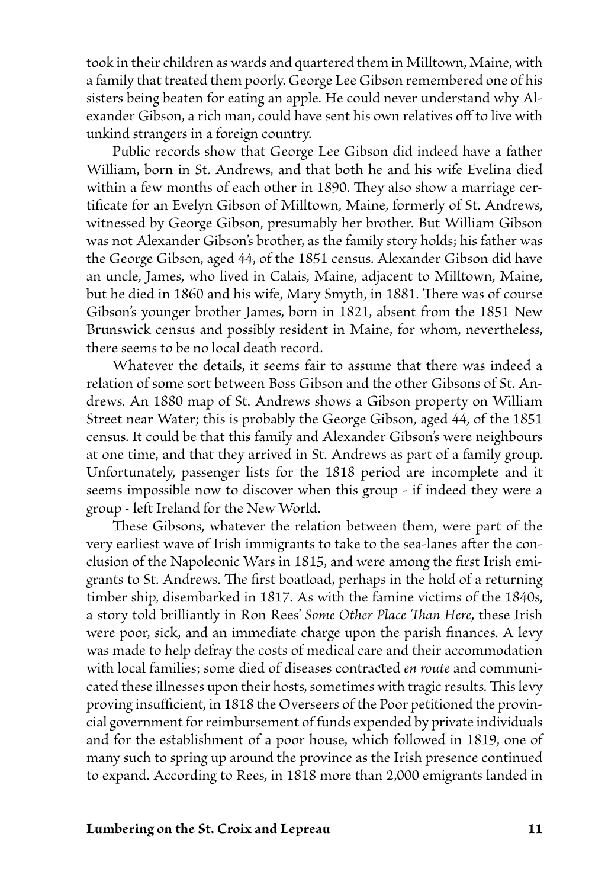took in their children as wards and quartered them in Milltown, Maine, with a family that treated them poorly. George Lee Gibson remembered one of his sisters being beaten for eating an apple. He could never understand why Alexander Gibson, a rich man, could have sent his own relatives off to live with unkind strangers in a foreign country.

Public records show that George Lee Gibson did indeed have a father William, born in St. Andrews, and that both he and his wife Evelina died within a few months of each other in 1890. They also show a marriage certificate for an Evelyn Gibson of Milltown, Maine, formerly of St. Andrews, witnessed by George Gibson, presumably her brother. But William Gibson was not Alexander Gibson's brother, as the family story holds; his father was the George Gibson, aged 44, of the 1851 census. Alexander Gibson did have an uncle, James, who lived in Calais, Maine, adjacent to Milltown, Maine, but he died in 1860 and his wife, Mary Smyth, in 1881. There was of course Gibson's younger brother James, born in 1821, absent from the 1851 New Brunswick census and possibly resident in Maine, for whom, nevertheless, there seems to be no local death record.

Whatever the details, it seems fair to assume that there was indeed a relation of some sort between Boss Gibson and the other Gibsons of St. Andrews. An 1880 map of St. Andrews shows a Gibson property on William Street near Water; this is probably the George Gibson, aged 44, of the 1851 census. It could be that this family and Alexander Gibson's were neighbours at one time, and that they arrived in St. Andrews as part of a family group. Unfortunately, passenger lists for the 1818 period are incomplete and it seems impossible now to discover when this group - if indeed they were a group - left Ireland for the New World.

These Gibsons, whatever the relation between them, were part of the very earliest wave of Irish immigrants to take to the sea-lanes after the conclusion of the Napoleonic Wars in 1815, and were among the first Irish emigrants to St. Andrews. The first boatload, perhaps in the hold of a returning timber ship, disembarked in 1817. As with the famine victims of the 1840s, a story told brilliantly in Ron Rees' *Some Other Place Than Here*, these Irish were poor, sick, and an immediate charge upon the parish finances. A levy was made to help defray the costs of medical care and their accommodation with local families; some died of diseases contracted *en route* and communicated these illnesses upon their hosts, sometimes with tragic results. This levy proving insufficient, in 1818 the Overseers of the Poor petitioned the provincial government for reimbursement of funds expended by private individuals and for the establishment of a poor house, which followed in 1819, one of many such to spring up around the province as the Irish presence continued to expand. According to Rees, in 1818 more than 2,000 emigrants landed in